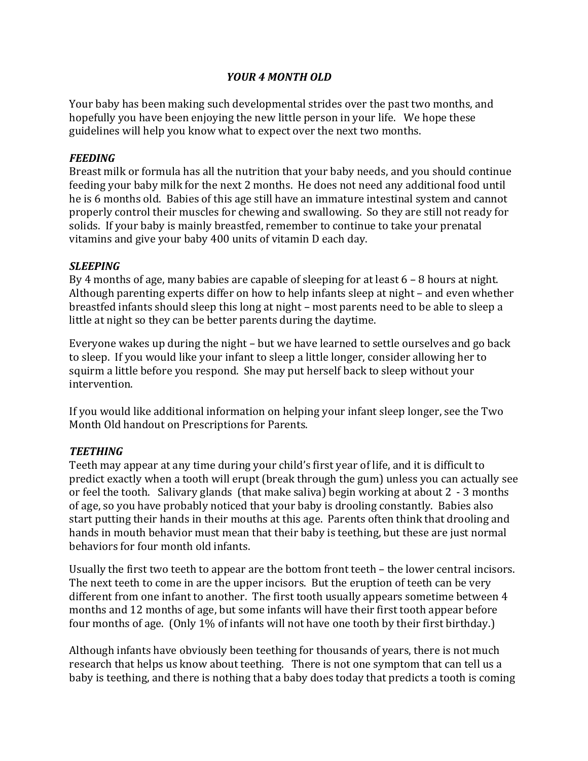# *YOUR 4 MONTH OLD*

Your baby has been making such developmental strides over the past two months, and hopefully you have been enjoying the new little person in your life. We hope these guidelines will help you know what to expect over the next two months.

### *FEEDING*

Breast milk or formula has all the nutrition that your baby needs, and you should continue feeding your baby milk for the next 2 months. He does not need any additional food until he is 6 months old. Babies of this age still have an immature intestinal system and cannot properly control their muscles for chewing and swallowing. So they are still not ready for solids. If your baby is mainly breastfed, remember to continue to take your prenatal vitamins and give your baby 400 units of vitamin D each day.

### *SLEEPING*

By 4 months of age, many babies are capable of sleeping for at least 6 – 8 hours at night. Although parenting experts differ on how to help infants sleep at night – and even whether breastfed infants should sleep this long at night – most parents need to be able to sleep a little at night so they can be better parents during the daytime.

Everyone wakes up during the night – but we have learned to settle ourselves and go back to sleep. If you would like your infant to sleep a little longer, consider allowing her to squirm a little before you respond. She may put herself back to sleep without your intervention.

If you would like additional information on helping your infant sleep longer, see the Two Month Old handout on Prescriptions for Parents.

### *TEETHING*

Teeth may appear at any time during your child's first year of life, and it is difficult to predict exactly when a tooth will erupt (break through the gum) unless you can actually see or feel the tooth. Salivary glands (that make saliva) begin working at about 2 - 3 months of age, so you have probably noticed that your baby is drooling constantly. Babies also start putting their hands in their mouths at this age. Parents often think that drooling and hands in mouth behavior must mean that their baby is teething, but these are just normal behaviors for four month old infants.

Usually the first two teeth to appear are the bottom front teeth – the lower central incisors. The next teeth to come in are the upper incisors. But the eruption of teeth can be very different from one infant to another. The first tooth usually appears sometime between 4 months and 12 months of age, but some infants will have their first tooth appear before four months of age. (Only 1% of infants will not have one tooth by their first birthday.)

Although infants have obviously been teething for thousands of years, there is not much research that helps us know about teething. There is not one symptom that can tell us a baby is teething, and there is nothing that a baby does today that predicts a tooth is coming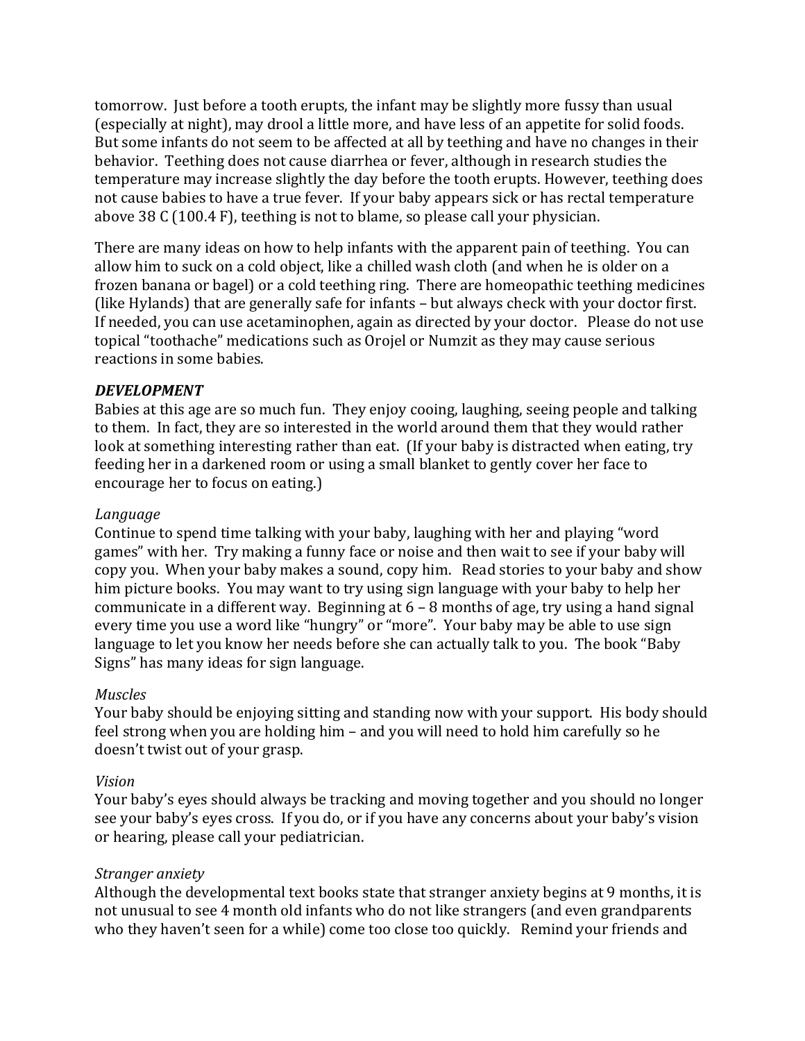tomorrow. Just before a tooth erupts, the infant may be slightly more fussy than usual (especially at night), may drool a little more, and have less of an appetite for solid foods. But some infants do not seem to be affected at all by teething and have no changes in their behavior. Teething does not cause diarrhea or fever, although in research studies the temperature may increase slightly the day before the tooth erupts. However, teething does not cause babies to have a true fever. If your baby appears sick or has rectal temperature above 38 C (100.4 F), teething is not to blame, so please call your physician.

There are many ideas on how to help infants with the apparent pain of teething. You can allow him to suck on a cold object, like a chilled wash cloth (and when he is older on a frozen banana or bagel) or a cold teething ring. There are homeopathic teething medicines (like Hylands) that are generally safe for infants – but always check with your doctor first. If needed, you can use acetaminophen, again as directed by your doctor. Please do not use topical "toothache" medications such as Orojel or Numzit as they may cause serious reactions in some babies.

### ***DEVELOPMENT***

Babies at this age are so much fun. They enjoy cooing, laughing, seeing people and talking to them. In fact, they are so interested in the world around them that they would rather look at something interesting rather than eat. (If your baby is distracted when eating, try feeding her in a darkened room or using a small blanket to gently cover her face to encourage her to focus on eating.)

*Language*

Continue to spend time talking with your baby, laughing with her and playing "word games" with her. Try making a funny face or noise and then wait to see if your baby will copy you. When your baby makes a sound, copy him. Read stories to your baby and show him picture books. You may want to try using sign language with your baby to help her communicate in a different way. Beginning at 6 – 8 months of age, try using a hand signal every time you use a word like "hungry" or "more". Your baby may be able to use sign language to let you know her needs before she can actually talk to you. The book "Baby Signs" has many ideas for sign language.

*Muscles*

Your baby should be enjoying sitting and standing now with your support. His body should feel strong when you are holding him – and you will need to hold him carefully so he doesn't twist out of your grasp.

*Vision*

Your baby's eyes should always be tracking and moving together and you should no longer see your baby's eyes cross. If you do, or if you have any concerns about your baby's vision or hearing, please call your pediatrician.

*Stranger anxiety*

Although the developmental text books state that stranger anxiety begins at 9 months, it is not unusual to see 4 month old infants who do not like strangers (and even grandparents who they haven't seen for a while) come too close too quickly. Remind your friends and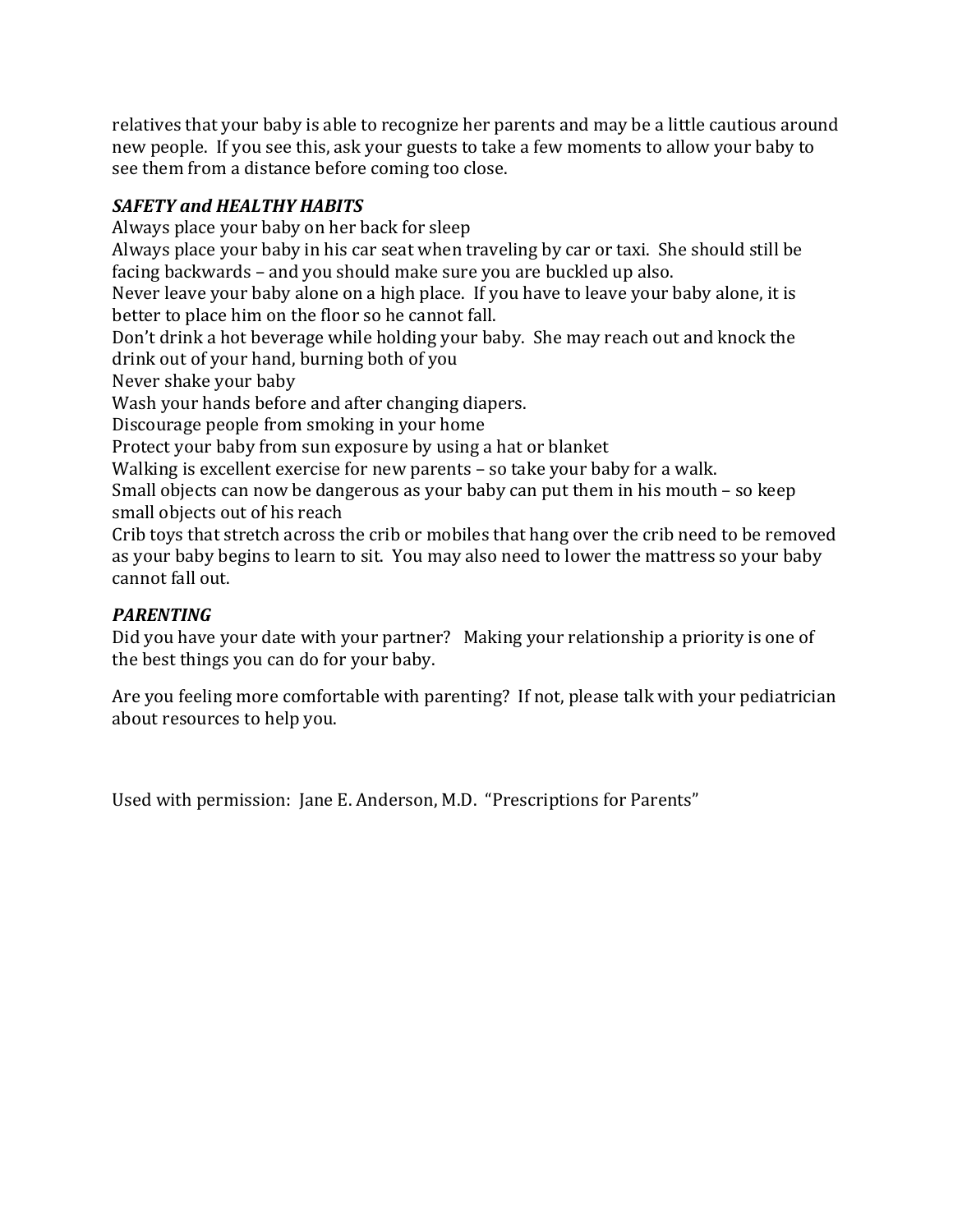relatives that your baby is able to recognize her parents and may be a little cautious around new people. If you see this, ask your guests to take a few moments to allow your baby to see them from a distance before coming too close.

***SAFETY and HEALTHY HABITS***

Always place your baby on her back for sleep

Always place your baby in his car seat when traveling by car or taxi. She should still be facing backwards – and you should make sure you are buckled up also.

Never leave your baby alone on a high place. If you have to leave your baby alone, it is better to place him on the floor so he cannot fall.

Don't drink a hot beverage while holding your baby. She may reach out and knock the drink out of your hand, burning both of you

Never shake your baby

Wash your hands before and after changing diapers.

Discourage people from smoking in your home

Protect your baby from sun exposure by using a hat or blanket

Walking is excellent exercise for new parents – so take your baby for a walk.

Small objects can now be dangerous as your baby can put them in his mouth – so keep small objects out of his reach

Crib toys that stretch across the crib or mobiles that hang over the crib need to be removed as your baby begins to learn to sit. You may also need to lower the mattress so your baby cannot fall out.

***PARENTING***

Did you have your date with your partner? Making your relationship a priority is one of the best things you can do for your baby.

Are you feeling more comfortable with parenting? If not, please talk with your pediatrician about resources to help you.

Used with permission: Jane E. Anderson, M.D. "Prescriptions for Parents"